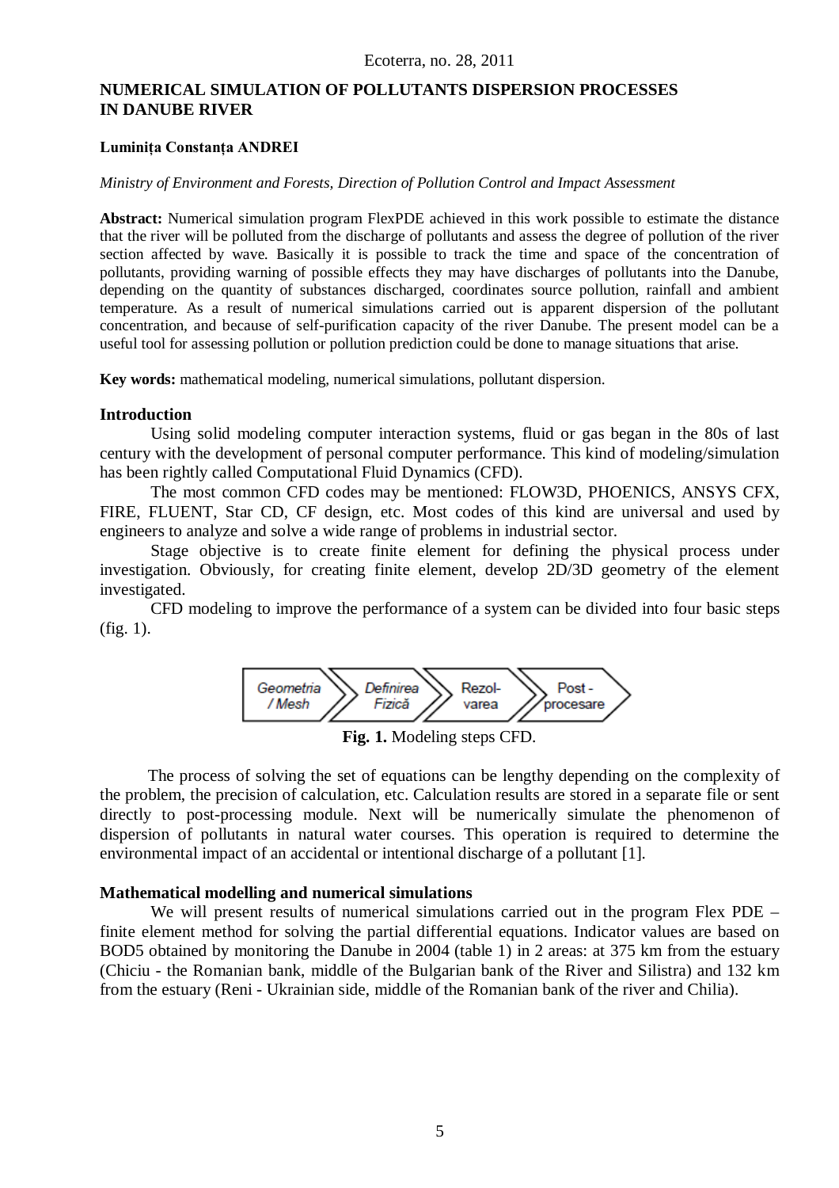# NUMERICAL SIMULATION OF POLLUTANTS DISPERSION PROCESSES IN DANUBE RIVER

**Luminița Constanța ANDREI**

*Ministry of Environment and Forests, Direction of Pollution Control and Impact Assessment*

**Abstract:** Numerical simulation program FlexPDE achieved in this work possible to estimate the distance that the river will be polluted from the discharge of pollutants and assess the degree of pollution of the river section affected by wave. Basically it is possible to track the time and space of the concentration of pollutants, providing warning of possible effects they may have discharges of pollutants into the Danube, depending on the quantity of substances discharged, coordinates source pollution, rainfall and ambient temperature. As a result of numerical simulations carried out is apparent dispersion of the pollutant concentration, and because of self-purification capacity of the river Danube. The present model can be a useful tool for assessing pollution or pollution prediction could be done to manage situations that arise.

**Key words:** mathematical modeling, numerical simulations, pollutant dispersion.

## Introduction

Using solid modeling computer interaction systems, fluid or gas began in the 80s of last century with the development of personal computer performance. This kind of modeling/simulation has been rightly called Computational Fluid Dynamics (CFD).

The most common CFD codes may be mentioned: FLOW3D, PHOENICS, ANSYS CFX, FIRE, FLUENT, Star CD, CF design, etc. Most codes of this kind are universal and used by engineers to analyze and solve a wide range of problems in industrial sector.

Stage objective is to create finite element for defining the physical process under investigation. Obviously, for creating finite element, develop 2D/3D geometry of the element investigated.

CFD modeling to improve the performance of a system can be divided into four basic steps (fig. 1).

Geometria / Mesh → Definirea Fizică → Rezol-varea → Post - procesare

**Fig. 1.** Modeling steps CFD.

The process of solving the set of equations can be lengthy depending on the complexity of the problem, the precision of calculation, etc. Calculation results are stored in a separate file or sent directly to post-processing module. Next will be numerically simulate the phenomenon of dispersion of pollutants in natural water courses. This operation is required to determine the environmental impact of an accidental or intentional discharge of a pollutant [1].

## Mathematical modelling and numerical simulations

We will present results of numerical simulations carried out in the program Flex PDE – finite element method for solving the partial differential equations. Indicator values are based on BOD5 obtained by monitoring the Danube in 2004 (table 1) in 2 areas: at 375 km from the estuary (Chiciu - the Romanian bank, middle of the Bulgarian bank of the River and Silistra) and 132 km from the estuary (Reni - Ukrainian side, middle of the Romanian bank of the river and Chilia).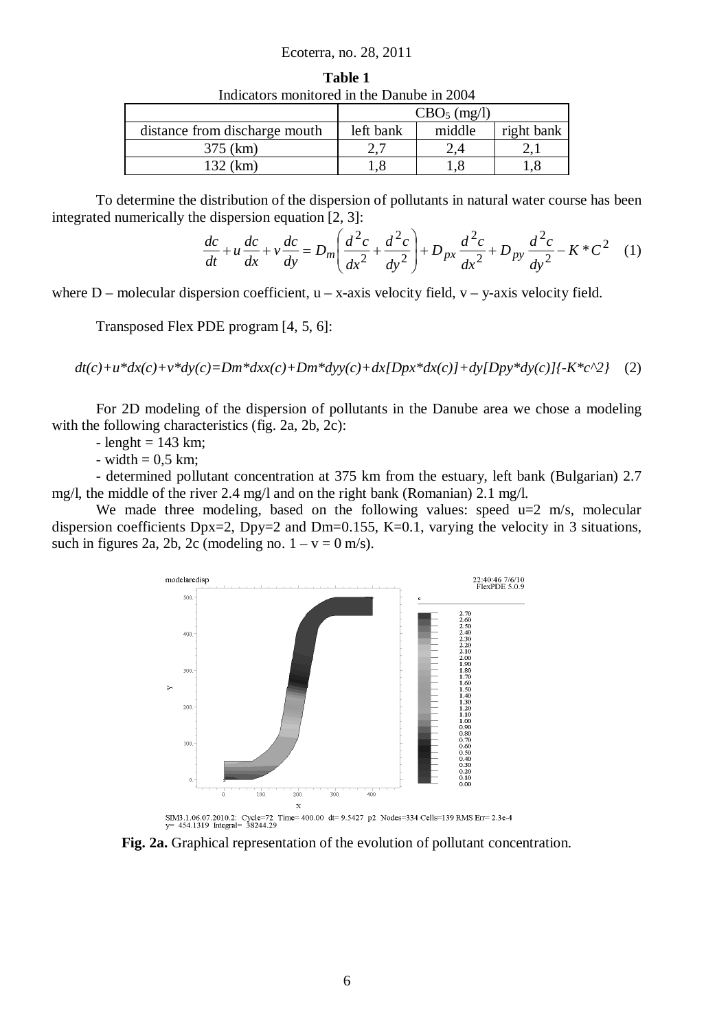**Table 1**
Indicators monitored in the Danube in 2004

| | $CBO_5$ (mg/l) | | |
|---|---|---|---|
| distance from discharge mouth | left bank | middle | right bank |
| 375 (km) | 2,7 | 2,4 | 2,1 |
| 132 (km) | 1,8 | 1,8 | 1,8 |

To determine the distribution of the dispersion of pollutants in natural water course has been integrated numerically the dispersion equation [2, 3]:

$$\frac{dc}{dt} + u\frac{dc}{dx} + v\frac{dc}{dy} = D_m\left(\frac{d^2c}{dx^2} + \frac{d^2c}{dy^2}\right) + D_{px}\frac{d^2c}{dx^2} + D_{py}\frac{d^2c}{dy^2} - K * C^2 \quad (1)$$

where D – molecular dispersion coefficient, u – x-axis velocity field, v – y-axis velocity field.

Transposed Flex PDE program [4, 5, 6]:

*dt(c)+u*dx(c)+v*dy(c)=Dm*dxx(c)+Dm*dyy(c)+dx[Dpx*dx(c)]+dy[Dpy*dy(c)]{-K*c^2}* (2)

For 2D modeling of the dispersion of pollutants in the Danube area we chose a modeling with the following characteristics (fig. 2a, 2b, 2c):

- lenght = 143 km;
- width = 0,5 km;
- determined pollutant concentration at 375 km from the estuary, left bank (Bulgarian) 2.7 mg/l, the middle of the river 2.4 mg/l and on the right bank (Romanian) 2.1 mg/l.

We made three modeling, based on the following values: speed u=2 m/s, molecular dispersion coefficients Dpx=2, Dpy=2 and Dm=0.155, K=0.1, varying the velocity in 3 situations, such in figures 2a, 2b, 2c (modeling no. 1 – v = 0 m/s).

**Fig. 2a.** Graphical representation of the evolution of pollutant concentration.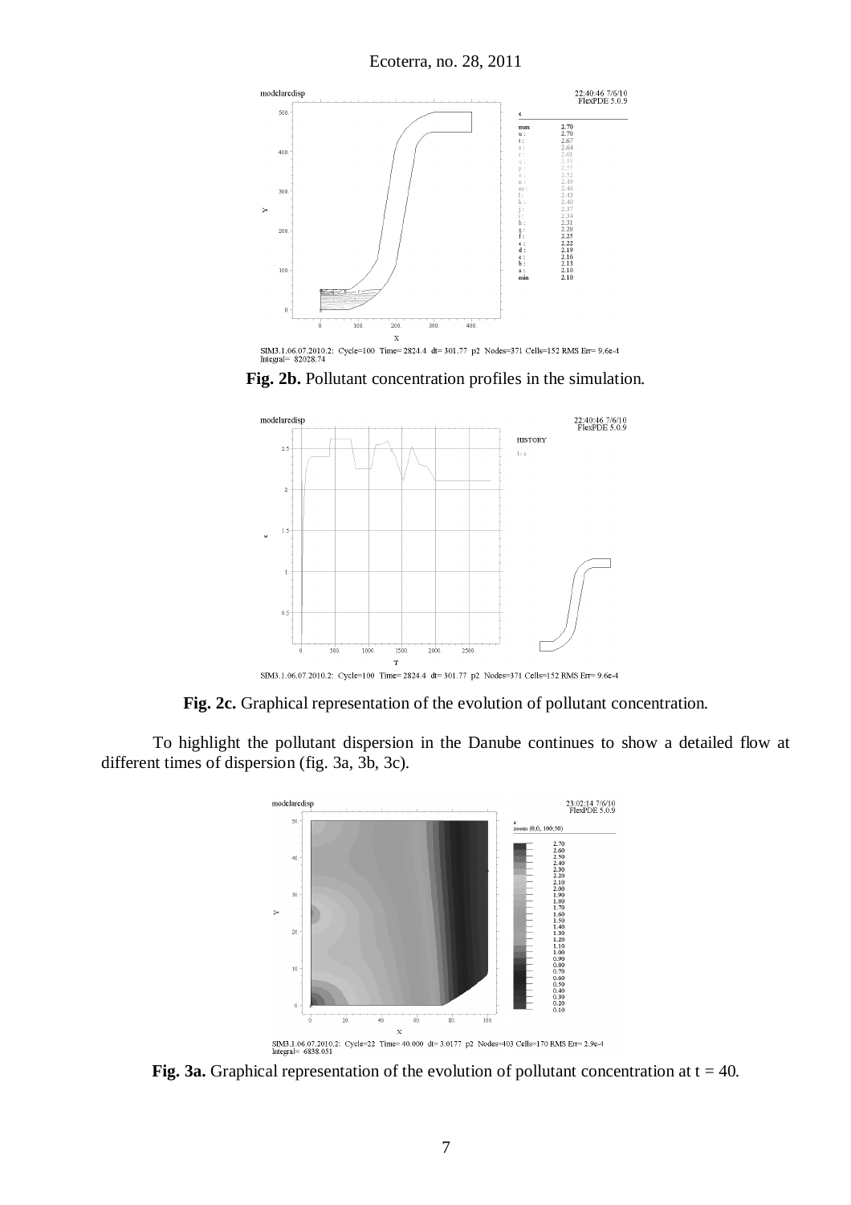**Fig. 2b.** Pollutant concentration profiles in the simulation.

**Fig. 2c.** Graphical representation of the evolution of pollutant concentration.

To highlight the pollutant dispersion in the Danube continues to show a detailed flow at different times of dispersion (fig. 3a, 3b, 3c).

**Fig. 3a.** Graphical representation of the evolution of pollutant concentration at t = 40.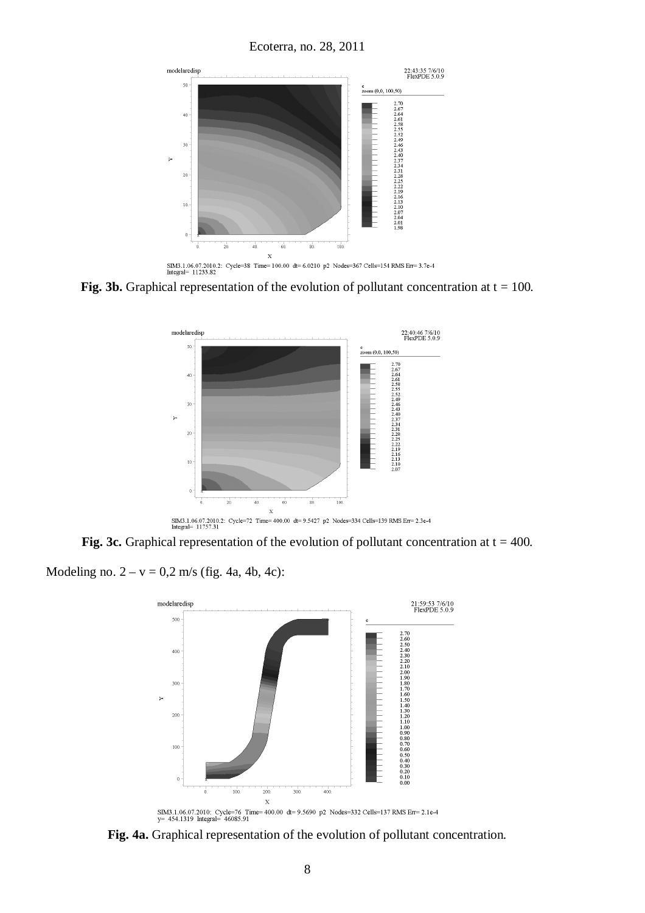**Fig. 3b.** Graphical representation of the evolution of pollutant concentration at t = 100.

**Fig. 3c.** Graphical representation of the evolution of pollutant concentration at t = 400.

Modeling no. 2 – v = 0,2 m/s (fig. 4a, 4b, 4c):

**Fig. 4a.** Graphical representation of the evolution of pollutant concentration.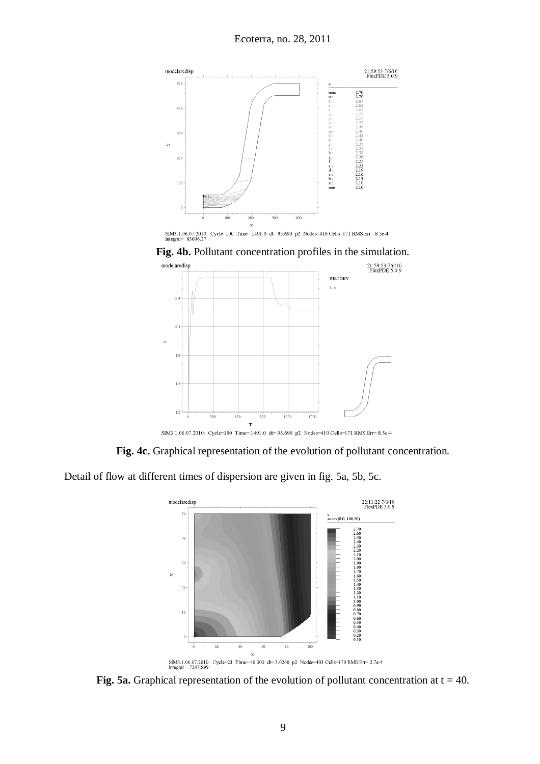**Fig. 4b.** Pollutant concentration profiles in the simulation.

**Fig. 4c.** Graphical representation of the evolution of pollutant concentration.

Detail of flow at different times of dispersion are given in fig. 5a, 5b, 5c.

**Fig. 5a.** Graphical representation of the evolution of pollutant concentration at t = 40.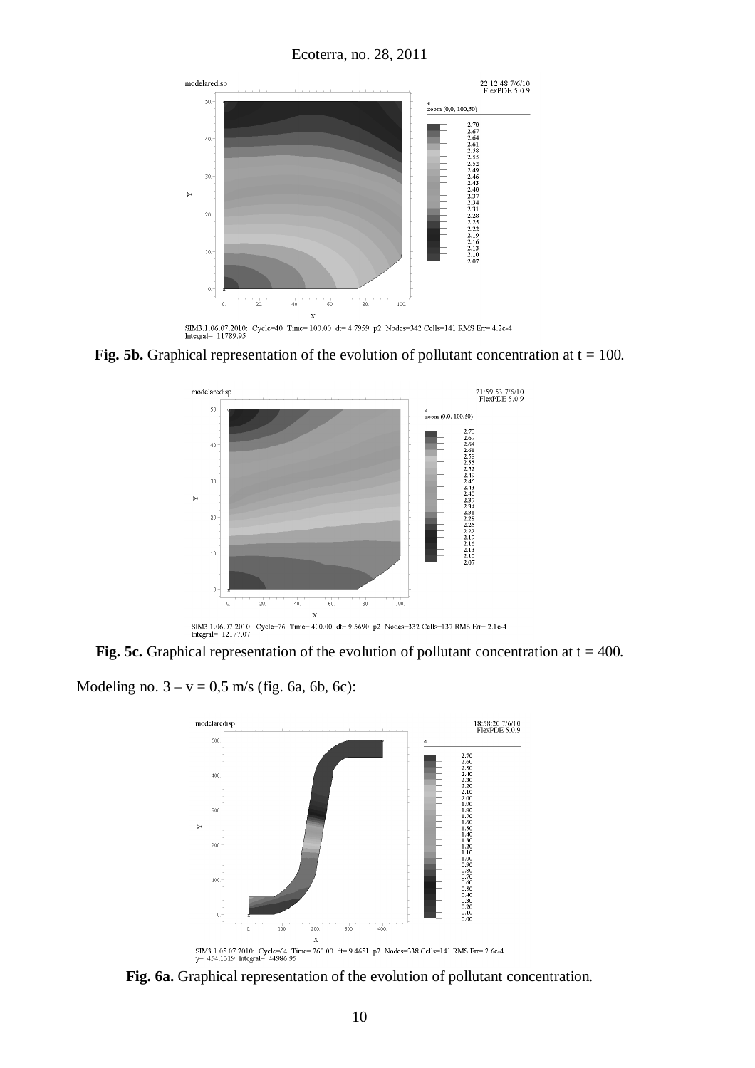**Fig. 5b.** Graphical representation of the evolution of pollutant concentration at t = 100.

**Fig. 5c.** Graphical representation of the evolution of pollutant concentration at t = 400.

Modeling no. 3 – v = 0,5 m/s (fig. 6a, 6b, 6c):

**Fig. 6a.** Graphical representation of the evolution of pollutant concentration.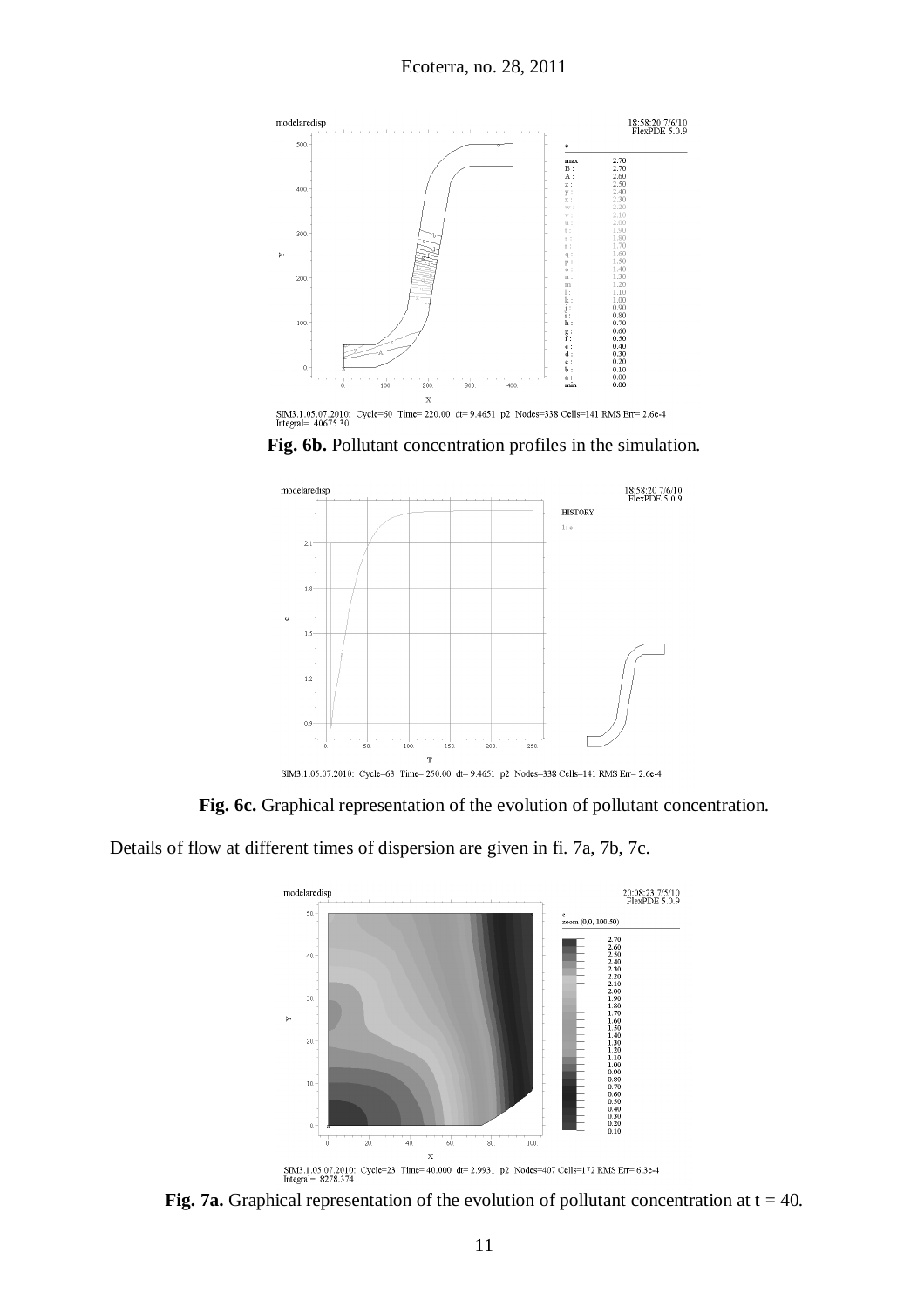**Fig. 6b.** Pollutant concentration profiles in the simulation.

**Fig. 6c.** Graphical representation of the evolution of pollutant concentration.

Details of flow at different times of dispersion are given in fi. 7a, 7b, 7c.

**Fig. 7a.** Graphical representation of the evolution of pollutant concentration at t = 40.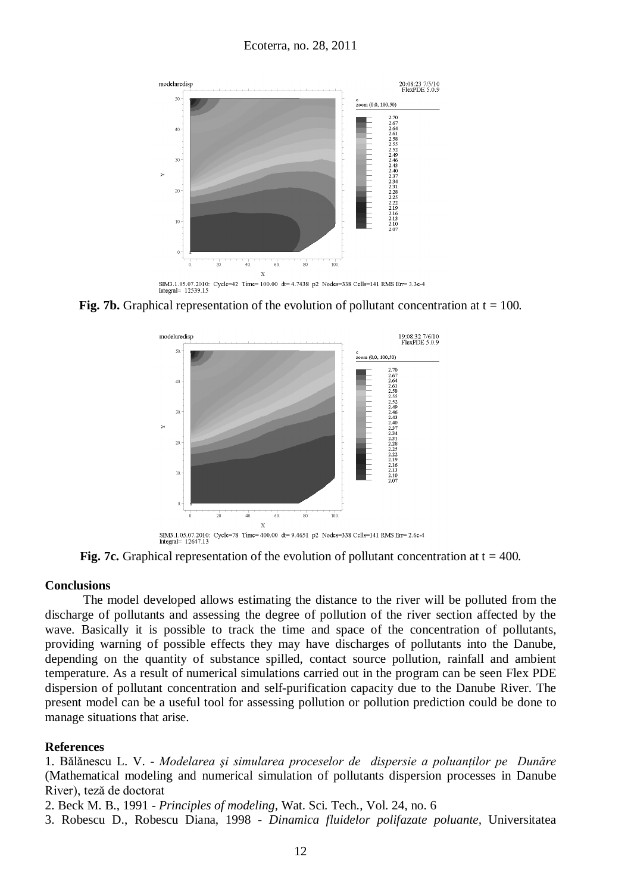**Fig. 7b.** Graphical representation of the evolution of pollutant concentration at t = 100.

**Fig. 7c.** Graphical representation of the evolution of pollutant concentration at t = 400.

### Conclusions

The model developed allows estimating the distance to the river will be polluted from the discharge of pollutants and assessing the degree of pollution of the river section affected by the wave. Basically it is possible to track the time and space of the concentration of pollutants, providing warning of possible effects they may have discharges of pollutants into the Danube, depending on the quantity of substance spilled, contact source pollution, rainfall and ambient temperature. As a result of numerical simulations carried out in the program can be seen Flex PDE dispersion of pollutant concentration and self-purification capacity due to the Danube River. The present model can be a useful tool for assessing pollution or pollution prediction could be done to manage situations that arise.

### References

1. Bălănescu L. V. - *Modelarea şi simularea proceselor de dispersie a poluanților pe Dunăre* (Mathematical modeling and numerical simulation of pollutants dispersion processes in Danube River), teză de doctorat
2. Beck M. B., 1991 - *Principles of modeling*, Wat. Sci. Tech., Vol. 24, no. 6
3. Robescu D., Robescu Diana, 1998 - *Dinamica fluidelor polifazate poluante,* Universitatea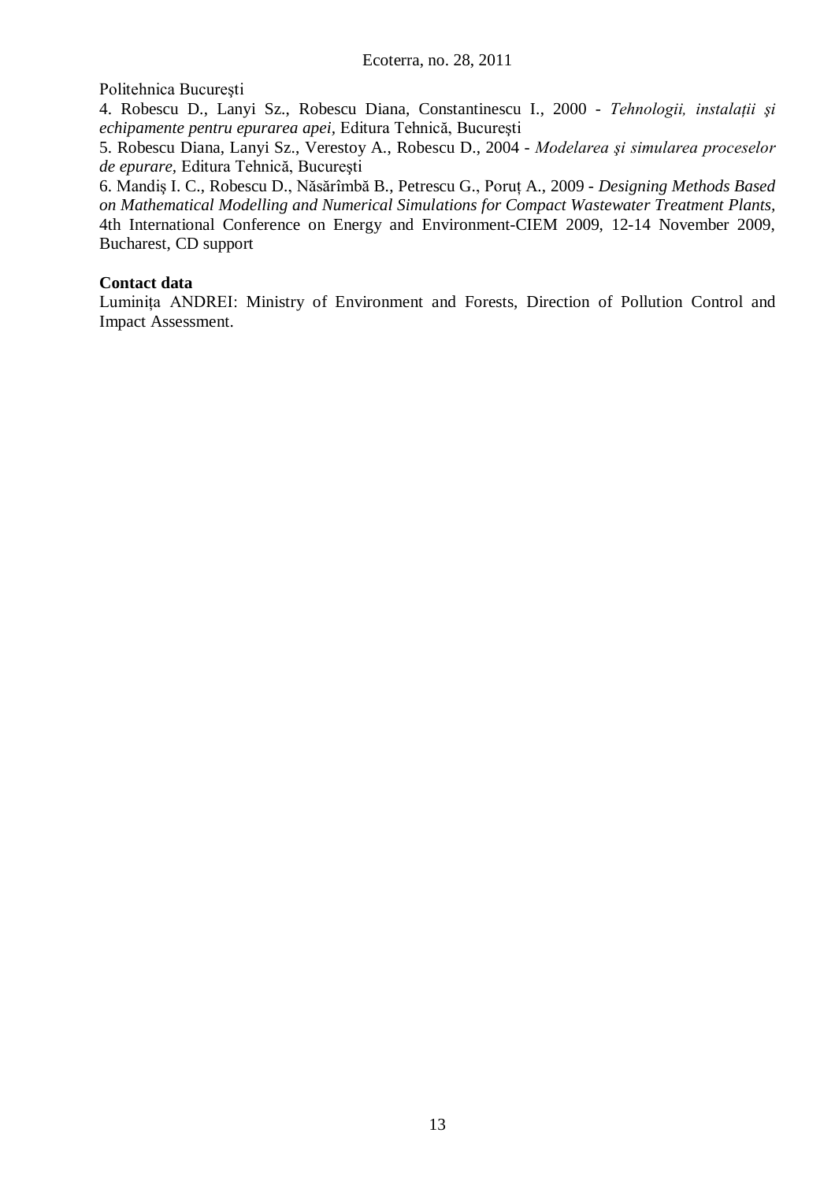Politehnica București

4. Robescu D., Lanyi Sz., Robescu Diana, Constantinescu I., 2000 - *Tehnologii, instalații şi echipamente pentru epurarea apei,* Editura Tehnică, Bucureşti

5. Robescu Diana, Lanyi Sz., Verestoy A., Robescu D., 2004 - *Modelarea şi simularea proceselor de epurare,* Editura Tehnică, Bucureşti

6. Mandiş I. C., Robescu D., Năsărîmbă B., Petrescu G., Poruț A., 2009 - *Designing Methods Based on Mathematical Modelling and Numerical Simulations for Compact Wastewater Treatment Plants,* 4th International Conference on Energy and Environment-CIEM 2009, 12-14 November 2009, Bucharest, CD support

**Contact data**

Luminița ANDREI: Ministry of Environment and Forests, Direction of Pollution Control and Impact Assessment.